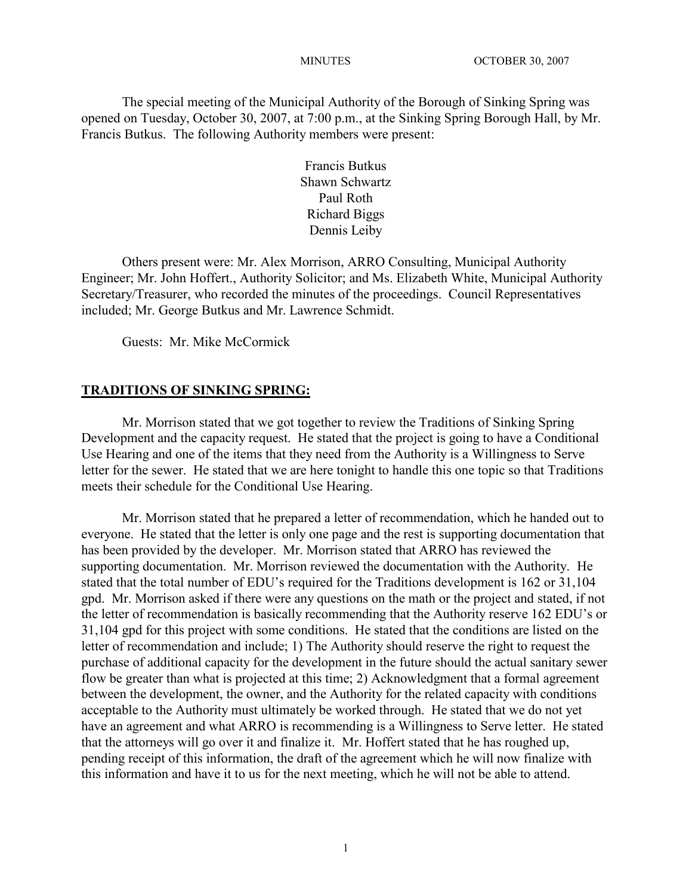The special meeting of the Municipal Authority of the Borough of Sinking Spring was opened on Tuesday, October 30, 2007, at 7:00 p.m., at the Sinking Spring Borough Hall, by Mr. Francis Butkus. The following Authority members were present:

Francis Butkus
Shawn Schwartz
Paul Roth
Richard Biggs
Dennis Leiby

Others present were: Mr. Alex Morrison, ARRO Consulting, Municipal Authority Engineer; Mr. John Hoffert., Authority Solicitor; and Ms. Elizabeth White, Municipal Authority Secretary/Treasurer, who recorded the minutes of the proceedings. Council Representatives included; Mr. George Butkus and Mr. Lawrence Schmidt.

Guests: Mr. Mike McCormick

## TRADITIONS OF SINKING SPRING:

Mr. Morrison stated that we got together to review the Traditions of Sinking Spring Development and the capacity request. He stated that the project is going to have a Conditional Use Hearing and one of the items that they need from the Authority is a Willingness to Serve letter for the sewer. He stated that we are here tonight to handle this one topic so that Traditions meets their schedule for the Conditional Use Hearing.

Mr. Morrison stated that he prepared a letter of recommendation, which he handed out to everyone. He stated that the letter is only one page and the rest is supporting documentation that has been provided by the developer. Mr. Morrison stated that ARRO has reviewed the supporting documentation. Mr. Morrison reviewed the documentation with the Authority. He stated that the total number of EDU's required for the Traditions development is 162 or 31,104 gpd. Mr. Morrison asked if there were any questions on the math or the project and stated, if not the letter of recommendation is basically recommending that the Authority reserve 162 EDU's or 31,104 gpd for this project with some conditions. He stated that the conditions are listed on the letter of recommendation and include; 1) The Authority should reserve the right to request the purchase of additional capacity for the development in the future should the actual sanitary sewer flow be greater than what is projected at this time; 2) Acknowledgment that a formal agreement between the development, the owner, and the Authority for the related capacity with conditions acceptable to the Authority must ultimately be worked through. He stated that we do not yet have an agreement and what ARRO is recommending is a Willingness to Serve letter. He stated that the attorneys will go over it and finalize it. Mr. Hoffert stated that he has roughed up, pending receipt of this information, the draft of the agreement which he will now finalize with this information and have it to us for the next meeting, which he will not be able to attend.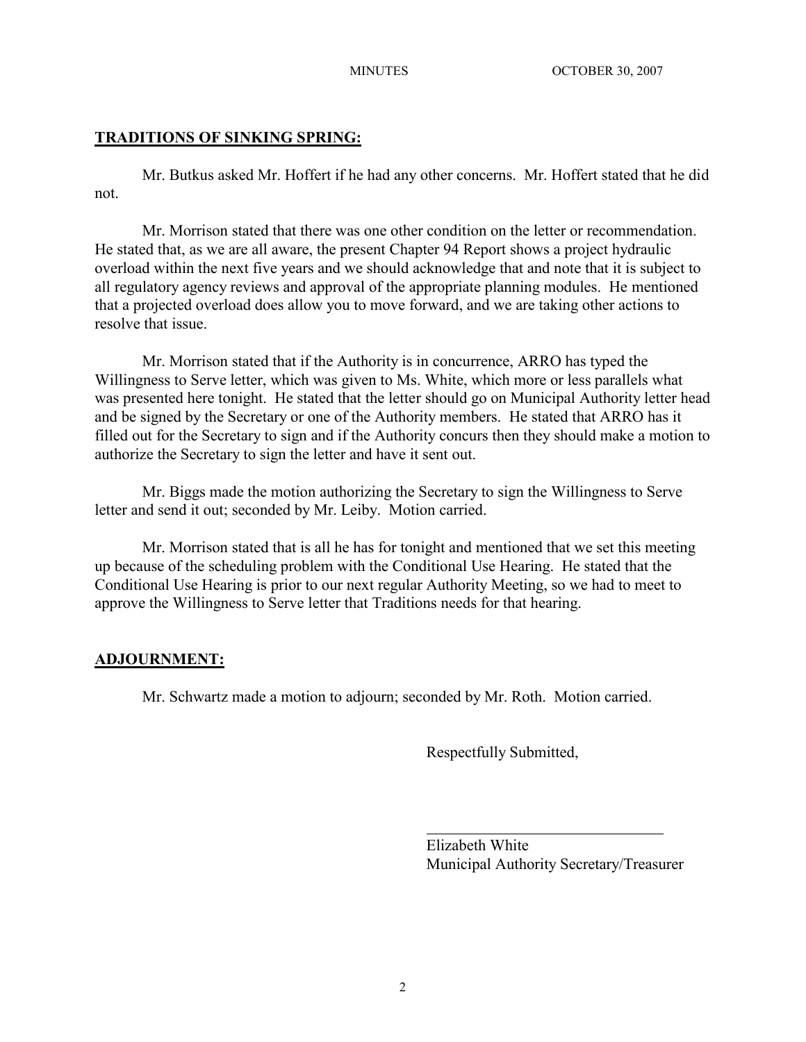## TRADITIONS OF SINKING SPRING:

Mr. Butkus asked Mr. Hoffert if he had any other concerns. Mr. Hoffert stated that he did not.

Mr. Morrison stated that there was one other condition on the letter or recommendation. He stated that, as we are all aware, the present Chapter 94 Report shows a project hydraulic overload within the next five years and we should acknowledge that and note that it is subject to all regulatory agency reviews and approval of the appropriate planning modules. He mentioned that a projected overload does allow you to move forward, and we are taking other actions to resolve that issue.

Mr. Morrison stated that if the Authority is in concurrence, ARRO has typed the Willingness to Serve letter, which was given to Ms. White, which more or less parallels what was presented here tonight. He stated that the letter should go on Municipal Authority letter head and be signed by the Secretary or one of the Authority members. He stated that ARRO has it filled out for the Secretary to sign and if the Authority concurs then they should make a motion to authorize the Secretary to sign the letter and have it sent out.

Mr. Biggs made the motion authorizing the Secretary to sign the Willingness to Serve letter and send it out; seconded by Mr. Leiby. Motion carried.

Mr. Morrison stated that is all he has for tonight and mentioned that we set this meeting up because of the scheduling problem with the Conditional Use Hearing. He stated that the Conditional Use Hearing is prior to our next regular Authority Meeting, so we had to meet to approve the Willingness to Serve letter that Traditions needs for that hearing.

## ADJOURNMENT:

Mr. Schwartz made a motion to adjourn; seconded by Mr. Roth. Motion carried.

Respectfully Submitted,

Elizabeth White
Municipal Authority Secretary/Treasurer